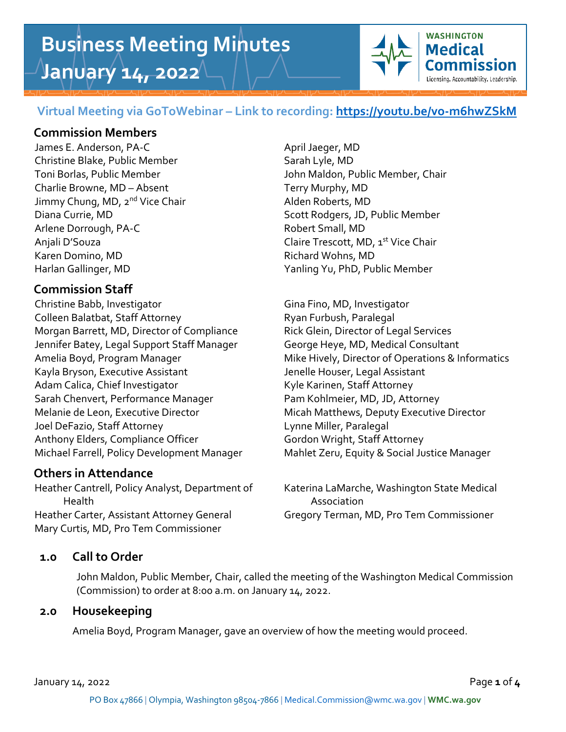# Business Meeting Minutes
# January 14, 2022

**WASHINGTON Medical Commission**
Licensing. Accountability. Leadership.

**Virtual Meeting via GoToWebinar – Link to recording: https://youtu.be/vo-m6hwZSkM**

## Commission Members

James E. Anderson, PA-C
Christine Blake, Public Member
Toni Borlas, Public Member
Charlie Browne, MD – Absent
Jimmy Chung, MD, 2nd Vice Chair
Diana Currie, MD
Arlene Dorrough, PA-C
Anjali D'Souza
Karen Domino, MD
Harlan Gallinger, MD
April Jaeger, MD
Sarah Lyle, MD
John Maldon, Public Member, Chair
Terry Murphy, MD
Alden Roberts, MD
Scott Rodgers, JD, Public Member
Robert Small, MD
Claire Trescott, MD, 1st Vice Chair
Richard Wohns, MD
Yanling Yu, PhD, Public Member

## Commission Staff

Christine Babb, Investigator
Colleen Balatbat, Staff Attorney
Morgan Barrett, MD, Director of Compliance
Jennifer Batey, Legal Support Staff Manager
Amelia Boyd, Program Manager
Kayla Bryson, Executive Assistant
Adam Calica, Chief Investigator
Sarah Chenvert, Performance Manager
Melanie de Leon, Executive Director
Joel DeFazio, Staff Attorney
Anthony Elders, Compliance Officer
Michael Farrell, Policy Development Manager
Gina Fino, MD, Investigator
Ryan Furbush, Paralegal
Rick Glein, Director of Legal Services
George Heye, MD, Medical Consultant
Mike Hively, Director of Operations & Informatics
Jenelle Houser, Legal Assistant
Kyle Karinen, Staff Attorney
Pam Kohlmeier, MD, JD, Attorney
Micah Matthews, Deputy Executive Director
Lynne Miller, Paralegal
Gordon Wright, Staff Attorney
Mahlet Zeru, Equity & Social Justice Manager

## Others in Attendance

Heather Cantrell, Policy Analyst, Department of Health
Heather Carter, Assistant Attorney General
Mary Curtis, MD, Pro Tem Commissioner
Katerina LaMarche, Washington State Medical Association
Gregory Terman, MD, Pro Tem Commissioner

## 1.0 Call to Order

John Maldon, Public Member, Chair, called the meeting of the Washington Medical Commission (Commission) to order at 8:00 a.m. on January 14, 2022.

## 2.0 Housekeeping

Amelia Boyd, Program Manager, gave an overview of how the meeting would proceed.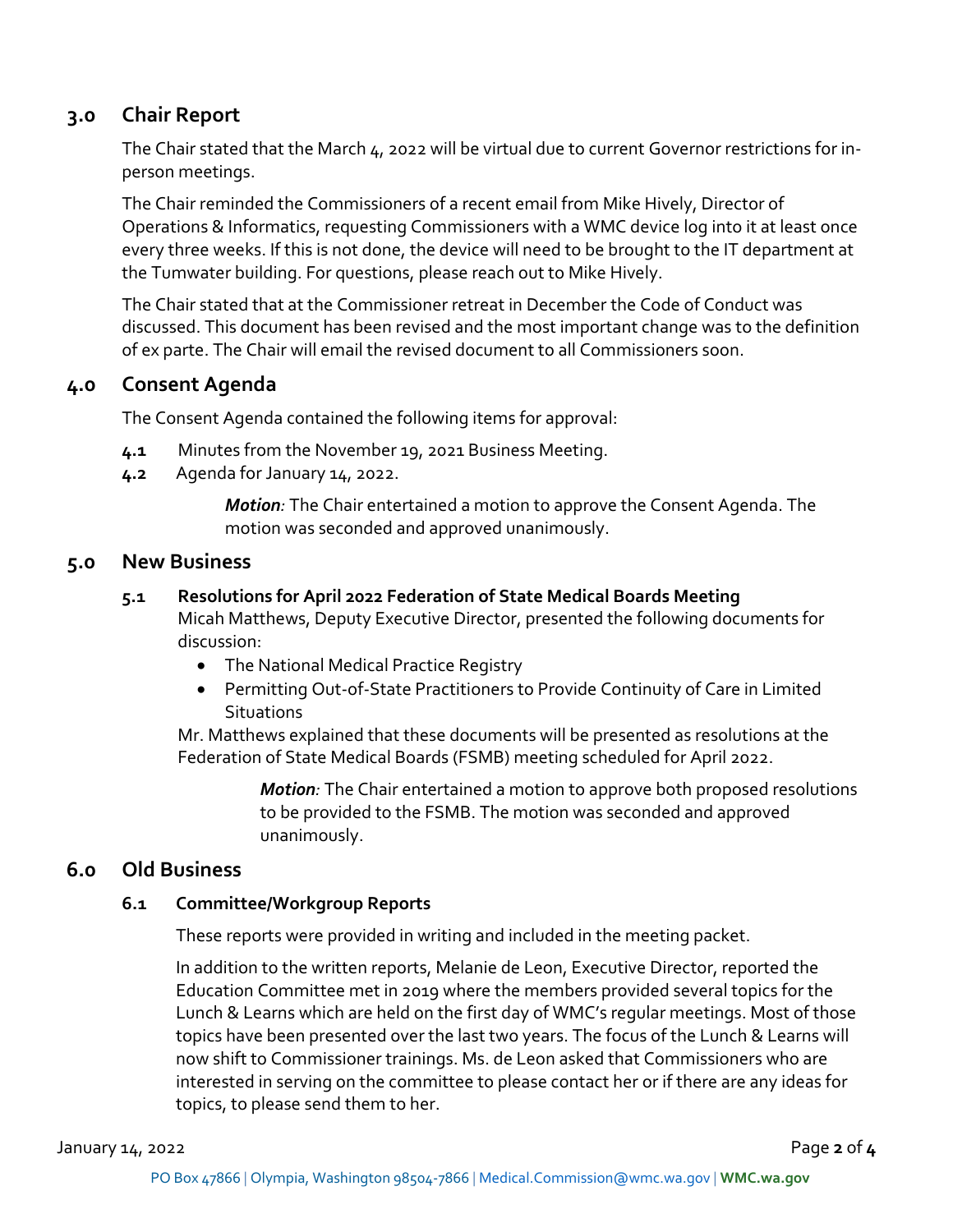## 3.0 Chair Report

The Chair stated that the March 4, 2022 will be virtual due to current Governor restrictions for in-person meetings.

The Chair reminded the Commissioners of a recent email from Mike Hively, Director of Operations & Informatics, requesting Commissioners with a WMC device log into it at least once every three weeks. If this is not done, the device will need to be brought to the IT department at the Tumwater building. For questions, please reach out to Mike Hively.

The Chair stated that at the Commissioner retreat in December the Code of Conduct was discussed. This document has been revised and the most important change was to the definition of ex parte. The Chair will email the revised document to all Commissioners soon.

## 4.0 Consent Agenda

The Consent Agenda contained the following items for approval:

**4.1** Minutes from the November 19, 2021 Business Meeting.

**4.2** Agenda for January 14, 2022.

> ***Motion**:* The Chair entertained a motion to approve the Consent Agenda. The motion was seconded and approved unanimously.

## 5.0 New Business

### 5.1 Resolutions for April 2022 Federation of State Medical Boards Meeting

Micah Matthews, Deputy Executive Director, presented the following documents for discussion:

- The National Medical Practice Registry
- Permitting Out-of-State Practitioners to Provide Continuity of Care in Limited Situations

Mr. Matthews explained that these documents will be presented as resolutions at the Federation of State Medical Boards (FSMB) meeting scheduled for April 2022.

> ***Motion**:* The Chair entertained a motion to approve both proposed resolutions to be provided to the FSMB. The motion was seconded and approved unanimously.

## 6.0 Old Business

### 6.1 Committee/Workgroup Reports

These reports were provided in writing and included in the meeting packet.

In addition to the written reports, Melanie de Leon, Executive Director, reported the Education Committee met in 2019 where the members provided several topics for the Lunch & Learns which are held on the first day of WMC's regular meetings. Most of those topics have been presented over the last two years. The focus of the Lunch & Learns will now shift to Commissioner trainings. Ms. de Leon asked that Commissioners who are interested in serving on the committee to please contact her or if there are any ideas for topics, to please send them to her.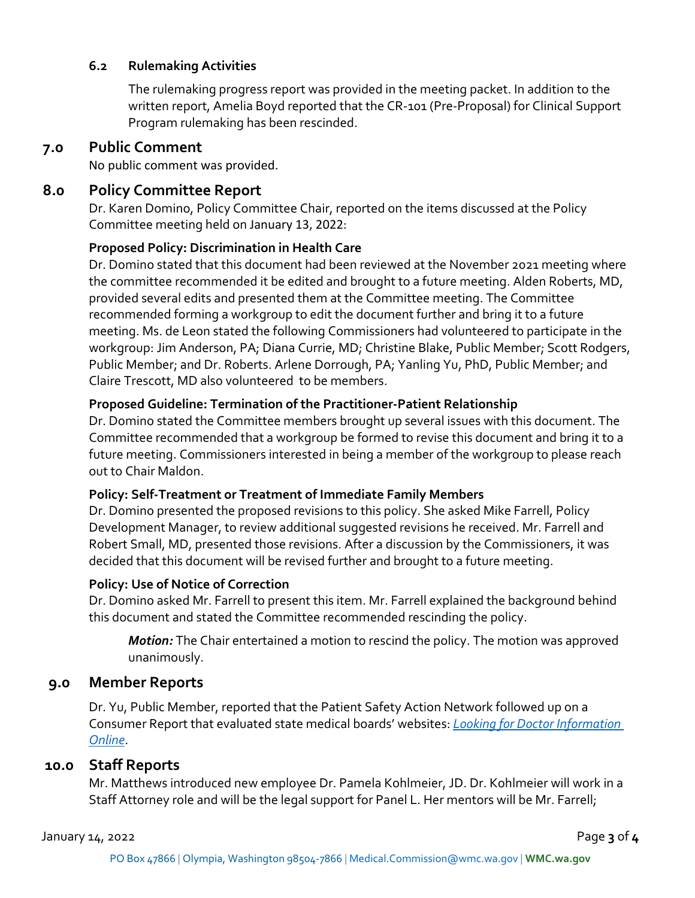### 6.2 Rulemaking Activities

The rulemaking progress report was provided in the meeting packet. In addition to the written report, Amelia Boyd reported that the CR-101 (Pre-Proposal) for Clinical Support Program rulemaking has been rescinded.

## 7.0 Public Comment

No public comment was provided.

## 8.0 Policy Committee Report

Dr. Karen Domino, Policy Committee Chair, reported on the items discussed at the Policy Committee meeting held on January 13, 2022:

**Proposed Policy: Discrimination in Health Care**

Dr. Domino stated that this document had been reviewed at the November 2021 meeting where the committee recommended it be edited and brought to a future meeting. Alden Roberts, MD, provided several edits and presented them at the Committee meeting. The Committee recommended forming a workgroup to edit the document further and bring it to a future meeting. Ms. de Leon stated the following Commissioners had volunteered to participate in the workgroup: Jim Anderson, PA; Diana Currie, MD; Christine Blake, Public Member; Scott Rodgers, Public Member; and Dr. Roberts. Arlene Dorrough, PA; Yanling Yu, PhD, Public Member; and Claire Trescott, MD also volunteered to be members.

**Proposed Guideline: Termination of the Practitioner-Patient Relationship**

Dr. Domino stated the Committee members brought up several issues with this document. The Committee recommended that a workgroup be formed to revise this document and bring it to a future meeting. Commissioners interested in being a member of the workgroup to please reach out to Chair Maldon.

**Policy: Self-Treatment or Treatment of Immediate Family Members**

Dr. Domino presented the proposed revisions to this policy. She asked Mike Farrell, Policy Development Manager, to review additional suggested revisions he received. Mr. Farrell and Robert Small, MD, presented those revisions. After a discussion by the Commissioners, it was decided that this document will be revised further and brought to a future meeting.

**Policy: Use of Notice of Correction**

Dr. Domino asked Mr. Farrell to present this item. Mr. Farrell explained the background behind this document and stated the Committee recommended rescinding the policy.

> ***Motion:*** The Chair entertained a motion to rescind the policy. The motion was approved unanimously.

## 9.0 Member Reports

Dr. Yu, Public Member, reported that the Patient Safety Action Network followed up on a Consumer Report that evaluated state medical boards' websites: *Looking for Doctor Information Online*.

## 10.0 Staff Reports

Mr. Matthews introduced new employee Dr. Pamela Kohlmeier, JD. Dr. Kohlmeier will work in a Staff Attorney role and will be the legal support for Panel L. Her mentors will be Mr. Farrell;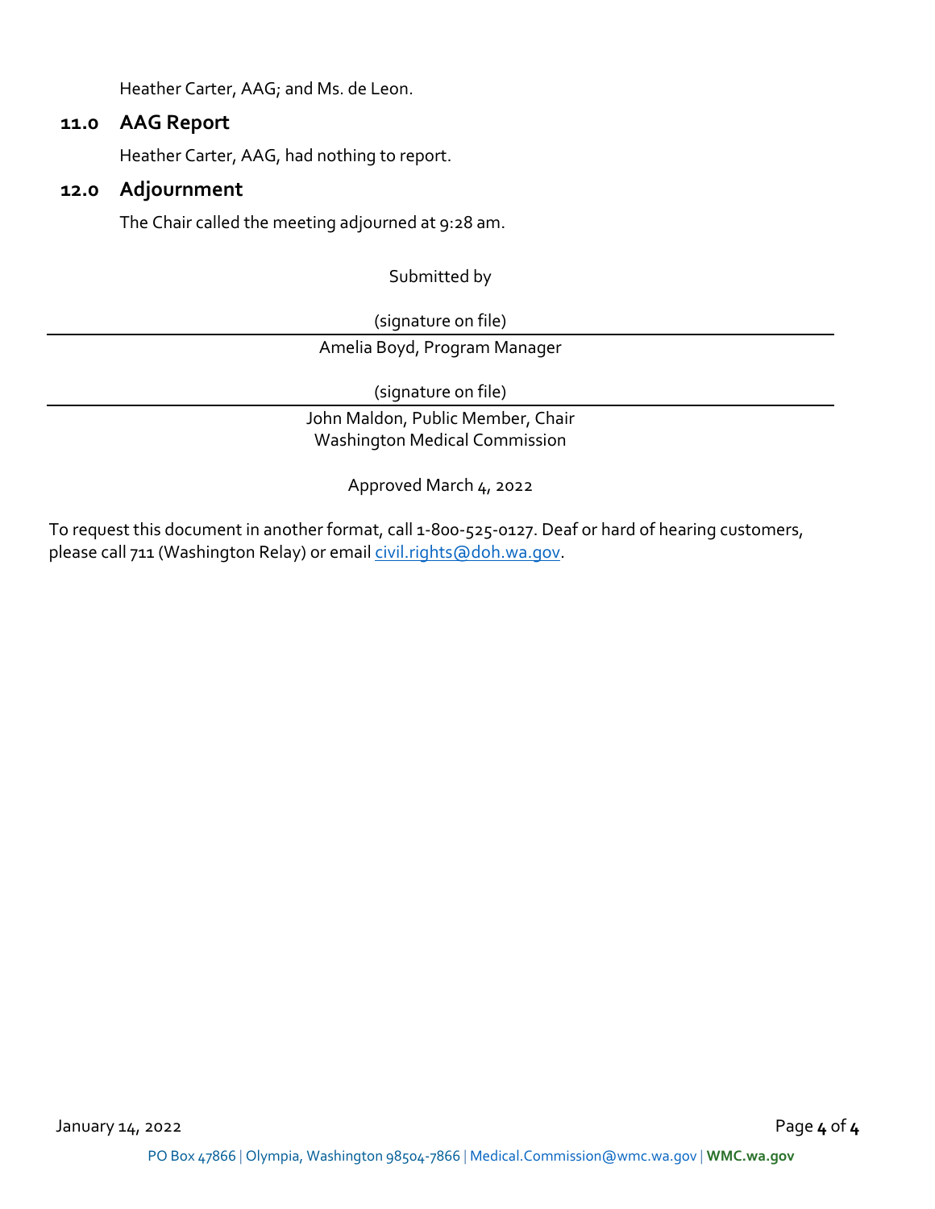Heather Carter, AAG; and Ms. de Leon.

## 11.0 AAG Report

Heather Carter, AAG, had nothing to report.

## 12.0 Adjournment

The Chair called the meeting adjourned at 9:28 am.

Submitted by

(signature on file)

Amelia Boyd, Program Manager

(signature on file)

John Maldon, Public Member, Chair
Washington Medical Commission

Approved March 4, 2022

To request this document in another format, call 1-800-525-0127. Deaf or hard of hearing customers, please call 711 (Washington Relay) or email civil.rights@doh.wa.gov.